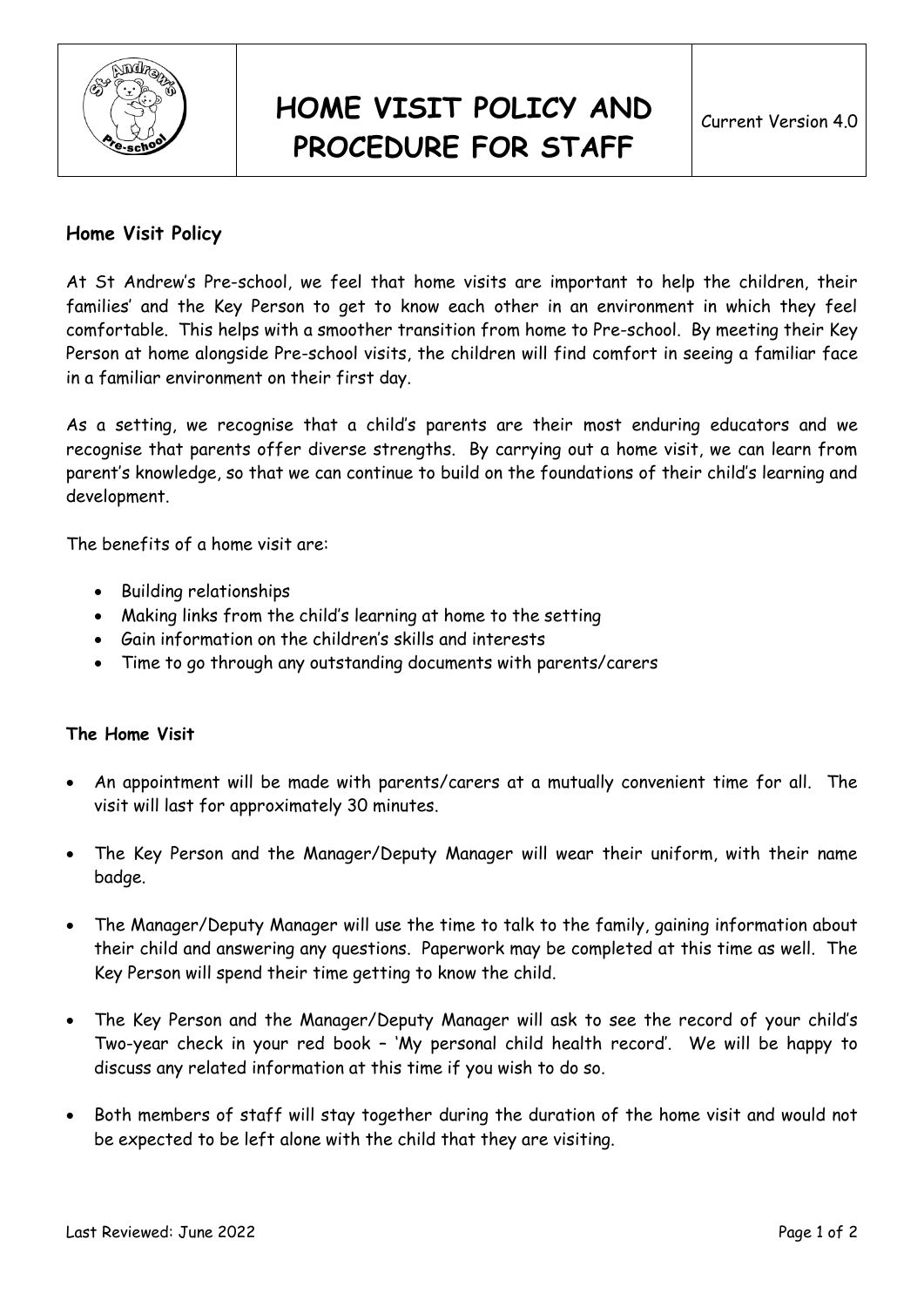# HOME VISIT POLICY AND PROCEDURE FOR STAFF

Current Version 4.0

## Home Visit Policy

At St Andrew's Pre-school, we feel that home visits are important to help the children, their families' and the Key Person to get to know each other in an environment in which they feel comfortable. This helps with a smoother transition from home to Pre-school. By meeting their Key Person at home alongside Pre-school visits, the children will find comfort in seeing a familiar face in a familiar environment on their first day.

As a setting, we recognise that a child's parents are their most enduring educators and we recognise that parents offer diverse strengths. By carrying out a home visit, we can learn from parent's knowledge, so that we can continue to build on the foundations of their child's learning and development.

The benefits of a home visit are:

- Building relationships
- Making links from the child's learning at home to the setting
- Gain information on the children's skills and interests
- Time to go through any outstanding documents with parents/carers

### The Home Visit

- An appointment will be made with parents/carers at a mutually convenient time for all. The visit will last for approximately 30 minutes.
- The Key Person and the Manager/Deputy Manager will wear their uniform, with their name badge.
- The Manager/Deputy Manager will use the time to talk to the family, gaining information about their child and answering any questions. Paperwork may be completed at this time as well. The Key Person will spend their time getting to know the child.
- The Key Person and the Manager/Deputy Manager will ask to see the record of your child's Two-year check in your red book – 'My personal child health record'. We will be happy to discuss any related information at this time if you wish to do so.
- Both members of staff will stay together during the duration of the home visit and would not be expected to be left alone with the child that they are visiting.

Last Reviewed: June 2022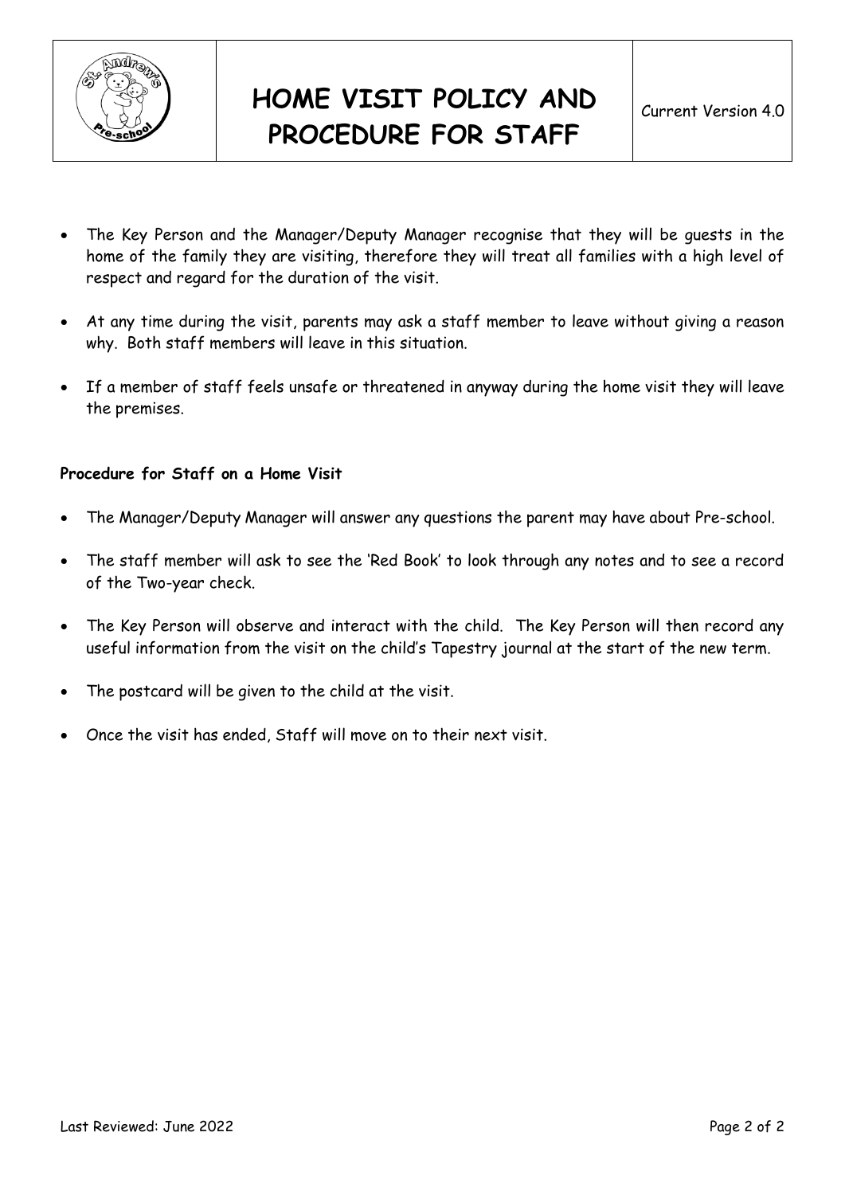- The Key Person and the Manager/Deputy Manager recognise that they will be guests in the home of the family they are visiting, therefore they will treat all families with a high level of respect and regard for the duration of the visit.

- At any time during the visit, parents may ask a staff member to leave without giving a reason why. Both staff members will leave in this situation.

- If a member of staff feels unsafe or threatened in anyway during the home visit they will leave the premises.

**Procedure for Staff on a Home Visit**

- The Manager/Deputy Manager will answer any questions the parent may have about Pre-school.

- The staff member will ask to see the 'Red Book' to look through any notes and to see a record of the Two-year check.

- The Key Person will observe and interact with the child. The Key Person will then record any useful information from the visit on the child's Tapestry journal at the start of the new term.

- The postcard will be given to the child at the visit.

- Once the visit has ended, Staff will move on to their next visit.